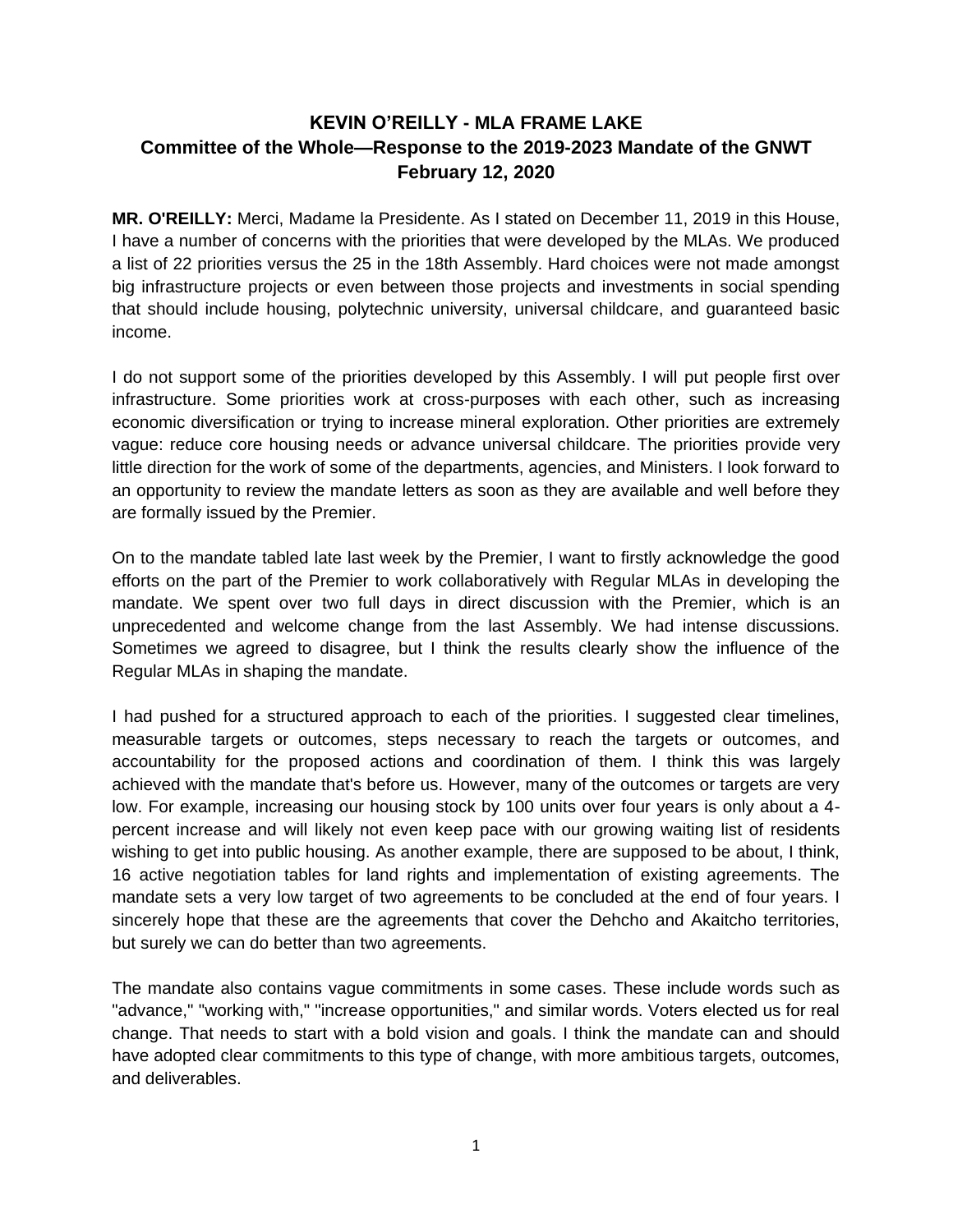# KEVIN O'REILLY - MLA FRAME LAKE
## Committee of the Whole—Response to the 2019-2023 Mandate of the GNWT
### February 12, 2020

**MR. O'REILLY:** Merci, Madame la Presidente. As I stated on December 11, 2019 in this House, I have a number of concerns with the priorities that were developed by the MLAs. We produced a list of 22 priorities versus the 25 in the 18th Assembly. Hard choices were not made amongst big infrastructure projects or even between those projects and investments in social spending that should include housing, polytechnic university, universal childcare, and guaranteed basic income.

I do not support some of the priorities developed by this Assembly. I will put people first over infrastructure. Some priorities work at cross-purposes with each other, such as increasing economic diversification or trying to increase mineral exploration. Other priorities are extremely vague: reduce core housing needs or advance universal childcare. The priorities provide very little direction for the work of some of the departments, agencies, and Ministers. I look forward to an opportunity to review the mandate letters as soon as they are available and well before they are formally issued by the Premier.

On to the mandate tabled late last week by the Premier, I want to firstly acknowledge the good efforts on the part of the Premier to work collaboratively with Regular MLAs in developing the mandate. We spent over two full days in direct discussion with the Premier, which is an unprecedented and welcome change from the last Assembly. We had intense discussions. Sometimes we agreed to disagree, but I think the results clearly show the influence of the Regular MLAs in shaping the mandate.

I had pushed for a structured approach to each of the priorities. I suggested clear timelines, measurable targets or outcomes, steps necessary to reach the targets or outcomes, and accountability for the proposed actions and coordination of them. I think this was largely achieved with the mandate that's before us. However, many of the outcomes or targets are very low. For example, increasing our housing stock by 100 units over four years is only about a 4-percent increase and will likely not even keep pace with our growing waiting list of residents wishing to get into public housing. As another example, there are supposed to be about, I think, 16 active negotiation tables for land rights and implementation of existing agreements. The mandate sets a very low target of two agreements to be concluded at the end of four years. I sincerely hope that these are the agreements that cover the Dehcho and Akaitcho territories, but surely we can do better than two agreements.

The mandate also contains vague commitments in some cases. These include words such as "advance," "working with," "increase opportunities," and similar words. Voters elected us for real change. That needs to start with a bold vision and goals. I think the mandate can and should have adopted clear commitments to this type of change, with more ambitious targets, outcomes, and deliverables.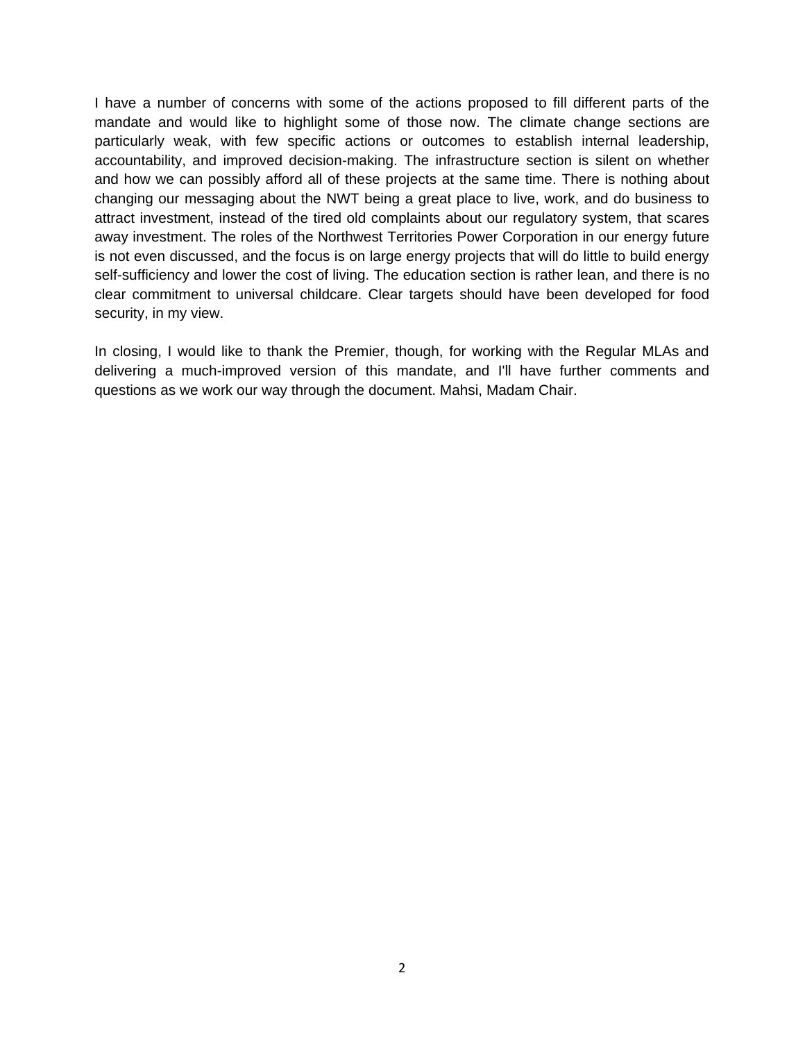I have a number of concerns with some of the actions proposed to fill different parts of the mandate and would like to highlight some of those now. The climate change sections are particularly weak, with few specific actions or outcomes to establish internal leadership, accountability, and improved decision-making. The infrastructure section is silent on whether and how we can possibly afford all of these projects at the same time. There is nothing about changing our messaging about the NWT being a great place to live, work, and do business to attract investment, instead of the tired old complaints about our regulatory system, that scares away investment. The roles of the Northwest Territories Power Corporation in our energy future is not even discussed, and the focus is on large energy projects that will do little to build energy self-sufficiency and lower the cost of living. The education section is rather lean, and there is no clear commitment to universal childcare. Clear targets should have been developed for food security, in my view.

In closing, I would like to thank the Premier, though, for working with the Regular MLAs and delivering a much-improved version of this mandate, and I'll have further comments and questions as we work our way through the document. Mahsi, Madam Chair.